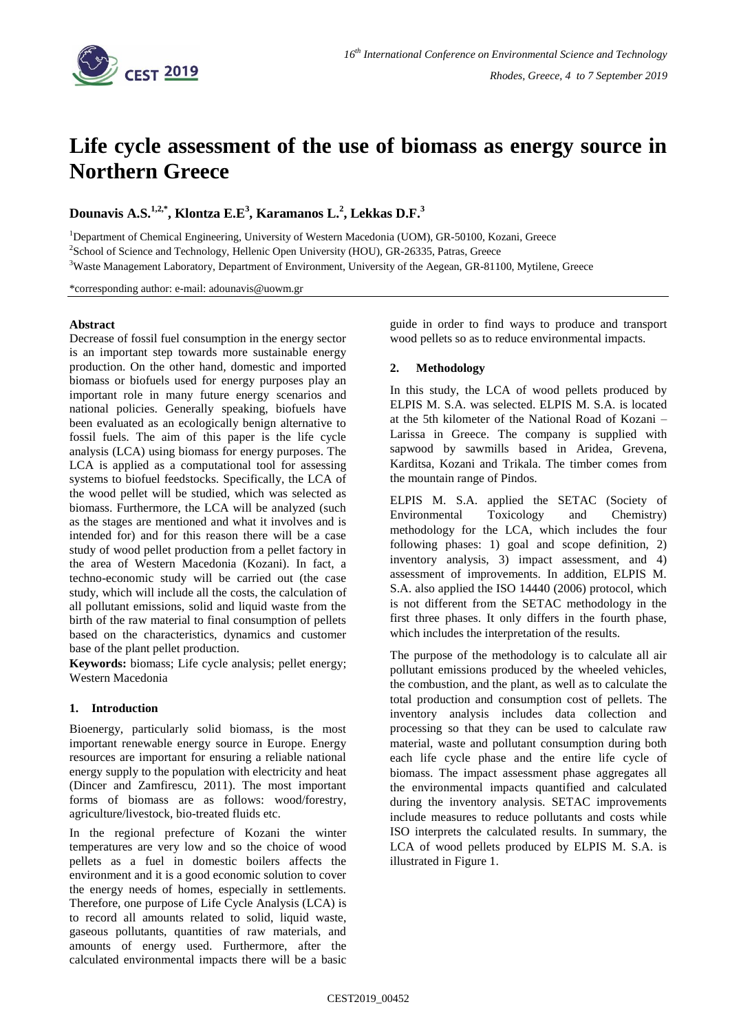# Life cycle assessment of the use of biomass as energy source in Northern Greece

**Dounavis A.S.[1,2,*], Klontza E.E[3], Karamanos L.[2], Lekkas D.F.[3]**

[1]Department of Chemical Engineering, University of Western Macedonia (UOM), GR-50100, Kozani, Greece

[2]School of Science and Technology, Hellenic Open University (HOU), GR-26335, Patras, Greece

[3]Waste Management Laboratory, Department of Environment, University of the Aegean, GR-81100, Mytilene, Greece

*corresponding author: e-mail: adounavis@uowm.gr

**Abstract**

Decrease of fossil fuel consumption in the energy sector is an important step towards more sustainable energy production. On the other hand, domestic and imported biomass or biofuels used for energy purposes play an important role in many future energy scenarios and national policies. Generally speaking, biofuels have been evaluated as an ecologically benign alternative to fossil fuels. The aim of this paper is the life cycle analysis (LCA) using biomass for energy purposes. The LCA is applied as a computational tool for assessing systems to biofuel feedstocks. Specifically, the LCA of the wood pellet will be studied, which was selected as biomass. Furthermore, the LCA will be analyzed (such as the stages are mentioned and what it involves and is intended for) and for this reason there will be a case study of wood pellet production from a pellet factory in the area of Western Macedonia (Kozani). In fact, a techno-economic study will be carried out (the case study, which will include all the costs, the calculation of all pollutant emissions, solid and liquid waste from the birth of the raw material to final consumption of pellets based on the characteristics, dynamics and customer base of the plant pellet production.

**Keywords:** biomass; Life cycle analysis; pellet energy; Western Macedonia

## 1. Introduction

Bioenergy, particularly solid biomass, is the most important renewable energy source in Europe. Energy resources are important for ensuring a reliable national energy supply to the population with electricity and heat (Dincer and Zamfirescu, 2011). The most important forms of biomass are as follows: wood/forestry, agriculture/livestock, bio-treated fluids etc.

In the regional prefecture of Kozani the winter temperatures are very low and so the choice of wood pellets as a fuel in domestic boilers affects the environment and it is a good economic solution to cover the energy needs of homes, especially in settlements. Therefore, one purpose of Life Cycle Analysis (LCA) is to record all amounts related to solid, liquid waste, gaseous pollutants, quantities of raw materials, and amounts of energy used. Furthermore, after the calculated environmental impacts there will be a basic guide in order to find ways to produce and transport wood pellets so as to reduce environmental impacts.

## 2. Methodology

In this study, the LCA of wood pellets produced by ELPIS M. S.A. was selected. ELPIS M. S.A. is located at the 5th kilometer of the National Road of Kozani – Larissa in Greece. The company is supplied with sapwood by sawmills based in Aridea, Grevena, Karditsa, Kozani and Trikala. The timber comes from the mountain range of Pindos.

ELPIS M. S.A. applied the SETAC (Society of Environmental Toxicology and Chemistry) methodology for the LCA, which includes the four following phases: 1) goal and scope definition, 2) inventory analysis, 3) impact assessment, and 4) assessment of improvements. In addition, ELPIS M. S.A. also applied the ISO 14440 (2006) protocol, which is not different from the SETAC methodology in the first three phases. It only differs in the fourth phase, which includes the interpretation of the results.

The purpose of the methodology is to calculate all air pollutant emissions produced by the wheeled vehicles, the combustion, and the plant, as well as to calculate the total production and consumption cost of pellets. The inventory analysis includes data collection and processing so that they can be used to calculate raw material, waste and pollutant consumption during both each life cycle phase and the entire life cycle of biomass. The impact assessment phase aggregates all the environmental impacts quantified and calculated during the inventory analysis. SETAC improvements include measures to reduce pollutants and costs while ISO interprets the calculated results. In summary, the LCA of wood pellets produced by ELPIS M. S.A. is illustrated in Figure 1.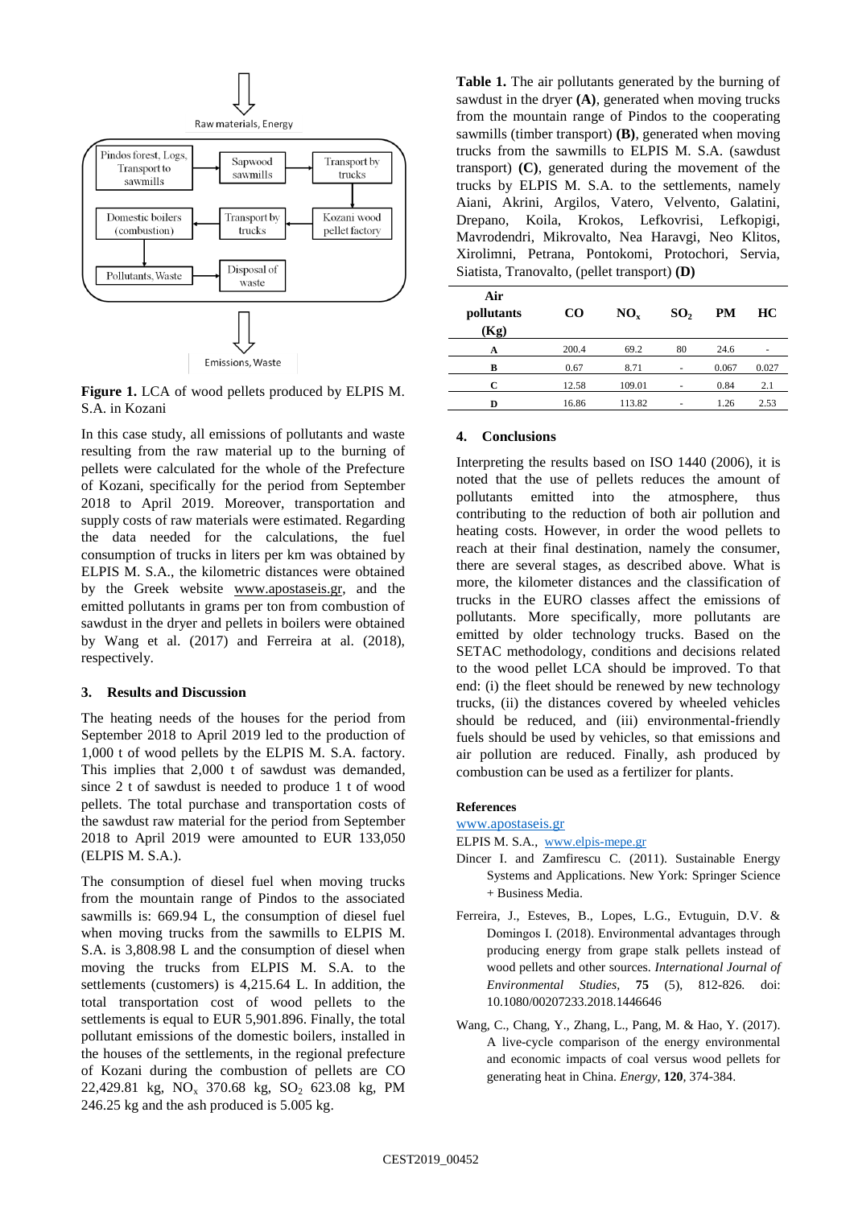Raw materials, Energy

Pindos forest, Logs, Transport to sawmills

Sapwood sawmills

Transport by trucks

Domestic boilers (combustion)

Transport by trucks

Kozani wood pellet factory

Pollutants, Waste

Disposal of waste

Emissions, Waste

**Figure 1.** LCA of wood pellets produced by ELPIS M. S.A. in Kozani

In this case study, all emissions of pollutants and waste resulting from the raw material up to the burning of pellets were calculated for the whole of the Prefecture of Kozani, specifically for the period from September 2018 to April 2019. Moreover, transportation and supply costs of raw materials were estimated. Regarding the data needed for the calculations, the fuel consumption of trucks in liters per km was obtained by ELPIS M. S.A., the kilometric distances were obtained by the Greek website www.apostaseis.gr, and the emitted pollutants in grams per ton from combustion of sawdust in the dryer and pellets in boilers were obtained by Wang et al. (2017) and Ferreira at al. (2018), respectively.

## 3. Results and Discussion

The heating needs of the houses for the period from September 2018 to April 2019 led to the production of 1,000 t of wood pellets by the ELPIS M. S.A. factory. This implies that 2,000 t of sawdust was demanded, since 2 t of sawdust is needed to produce 1 t of wood pellets. The total purchase and transportation costs of the sawdust raw material for the period from September 2018 to April 2019 were amounted to EUR 133,050 (ELPIS M. S.A.).

The consumption of diesel fuel when moving trucks from the mountain range of Pindos to the associated sawmills is: 669.94 L, the consumption of diesel fuel when moving trucks from the sawmills to ELPIS M. S.A. is 3,808.98 L and the consumption of diesel when moving the trucks from ELPIS M. S.A. to the settlements (customers) is 4,215.64 L. In addition, the total transportation cost of wood pellets to the settlements is equal to EUR 5,901.896. Finally, the total pollutant emissions of the domestic boilers, installed in the houses of the settlements, in the regional prefecture of Kozani during the combustion of pellets are CO 22,429.81 kg, $NO_x$ 370.68 kg, $SO_2$ 623.08 kg, PM 246.25 kg and the ash produced is 5.005 kg.

**Table 1.** The air pollutants generated by the burning of sawdust in the dryer **(A)**, generated when moving trucks from the mountain range of Pindos to the cooperating sawmills (timber transport) **(B)**, generated when moving trucks from the sawmills to ELPIS M. S.A. (sawdust transport) **(C)**, generated during the movement of the trucks by ELPIS M. S.A. to the settlements, namely Aiani, Akrini, Argilos, Vatero, Velvento, Galatini, Drepano, Koila, Krokos, Lefkovrisi, Lefkopigi, Mavrodendri, Mikrovalto, Nea Haravgi, Neo Klitos, Xirolimni, Petrana, Pontokomi, Protochori, Servia, Siatista, Tranovalto, (pellet transport) **(D)**

| Air pollutants (Kg) | CO | $NO_x$ | $SO_2$ | PM | HC |
|---|---|---|---|---|---|
| A | 200.4 | 69.2 | 80 | 24.6 | - |
| B | 0.67 | 8.71 | - | 0.067 | 0.027 |
| C | 12.58 | 109.01 | - | 0.84 | 2.1 |
| D | 16.86 | 113.82 | - | 1.26 | 2.53 |

## 4. Conclusions

Interpreting the results based on ISO 1440 (2006), it is noted that the use of pellets reduces the amount of pollutants emitted into the atmosphere, thus contributing to the reduction of both air pollution and heating costs. However, in order the wood pellets to reach at their final destination, namely the consumer, there are several stages, as described above. What is more, the kilometer distances and the classification of trucks in the EURO classes affect the emissions of pollutants. More specifically, more pollutants are emitted by older technology trucks. Based on the SETAC methodology, conditions and decisions related to the wood pellet LCA should be improved. To that end: (i) the fleet should be renewed by new technology trucks, (ii) the distances covered by wheeled vehicles should be reduced, and (iii) environmental-friendly fuels should be used by vehicles, so that emissions and air pollution are reduced. Finally, ash produced by combustion can be used as a fertilizer for plants.

**References**

www.apostaseis.gr

ELPIS M. S.A., www.elpis-mepe.gr

Dincer I. and Zamfirescu C. (2011). Sustainable Energy Systems and Applications. New York: Springer Science + Business Media.

Ferreira, J., Esteves, B., Lopes, L.G., Evtuguin, D.V. & Domingos I. (2018). Environmental advantages through producing energy from grape stalk pellets instead of wood pellets and other sources. *International Journal of Environmental Studies*, **75** (5), 812-826. doi: 10.1080/00207233.2018.1446646

Wang, C., Chang, Y., Zhang, L., Pang, M. & Hao, Y. (2017). A live-cycle comparison of the energy environmental and economic impacts of coal versus wood pellets for generating heat in China. *Energy*, **120**, 374-384.